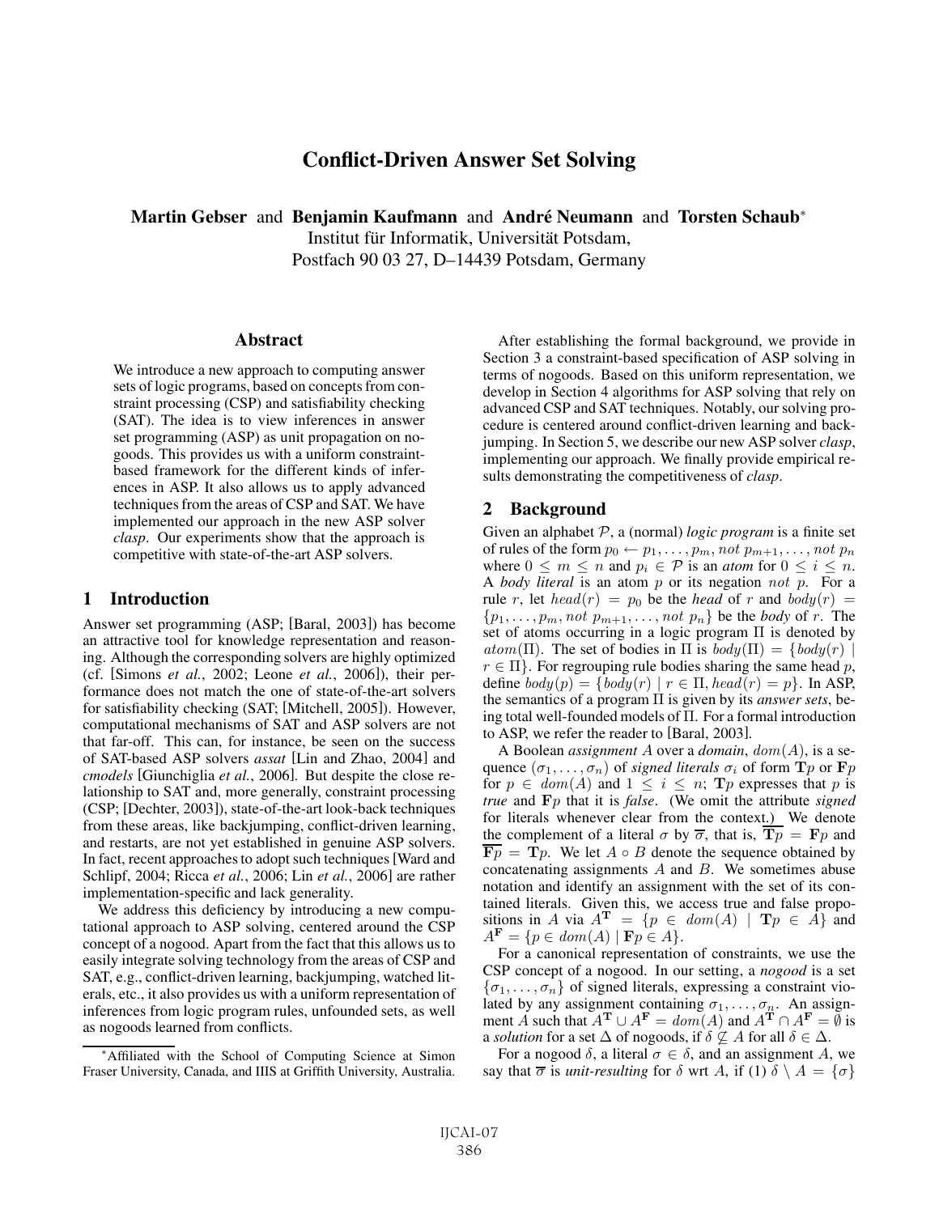# Conflict-Driven Answer Set Solving

**Martin Gebser** and **Benjamin Kaufmann** and **André Neumann** and **Torsten Schaub**[*]
Institut für Informatik, Universität Potsdam,
Postfach 90 03 27, D–14439 Potsdam, Germany

## Abstract

We introduce a new approach to computing answer sets of logic programs, based on concepts from constraint processing (CSP) and satisfiability checking (SAT). The idea is to view inferences in answer set programming (ASP) as unit propagation on nogoods. This provides us with a uniform constraint-based framework for the different kinds of inferences in ASP. It also allows us to apply advanced techniques from the areas of CSP and SAT. We have implemented our approach in the new ASP solver *clasp*. Our experiments show that the approach is competitive with state-of-the-art ASP solvers.

## 1 Introduction

Answer set programming (ASP; [Baral, 2003]) has become an attractive tool for knowledge representation and reasoning. Although the corresponding solvers are highly optimized (cf. [Simons *et al.*, 2002; Leone *et al.*, 2006]), their performance does not match the one of state-of-the-art solvers for satisfiability checking (SAT; [Mitchell, 2005]). However, computational mechanisms of SAT and ASP solvers are not that far-off. This can, for instance, be seen on the success of SAT-based ASP solvers *assat* [Lin and Zhao, 2004] and *cmodels* [Giunchiglia *et al.*, 2006]. But despite the close relationship to SAT and, more generally, constraint processing (CSP; [Dechter, 2003]), state-of-the-art look-back techniques from these areas, like backjumping, conflict-driven learning, and restarts, are not yet established in genuine ASP solvers. In fact, recent approaches to adopt such techniques [Ward and Schlipf, 2004; Ricca *et al.*, 2006; Lin *et al.*, 2006] are rather implementation-specific and lack generality.

We address this deficiency by introducing a new computational approach to ASP solving, centered around the CSP concept of a nogood. Apart from the fact that this allows us to easily integrate solving technology from the areas of CSP and SAT, e.g., conflict-driven learning, backjumping, watched literals, etc., it also provides us with a uniform representation of inferences from logic program rules, unfounded sets, as well as nogoods learned from conflicts.

[*]Affiliated with the School of Computing Science at Simon Fraser University, Canada, and IIIS at Griffith University, Australia.

After establishing the formal background, we provide in Section 3 a constraint-based specification of ASP solving in terms of nogoods. Based on this uniform representation, we develop in Section 4 algorithms for ASP solving that rely on advanced CSP and SAT techniques. Notably, our solving procedure is centered around conflict-driven learning and backjumping. In Section 5, we describe our new ASP solver *clasp*, implementing our approach. We finally provide empirical results demonstrating the competitiveness of *clasp*.

## 2 Background

Given an alphabet $\mathcal{P}$, a (normal) *logic program* is a finite set of rules of the form $p_0 \leftarrow p_1, \ldots, p_m, not\ p_{m+1}, \ldots, not\ p_n$ where $0 \leq m \leq n$ and $p_i \in \mathcal{P}$ is an *atom* for $0 \leq i \leq n$. A *body literal* is an atom $p$ or its negation $not\ p$. For a rule $r$, let $head(r) = p_0$ be the *head* of $r$ and $body(r) = \{p_1, \ldots, p_m, not\ p_{m+1}, \ldots, not\ p_n\}$ be the *body* of $r$. The set of atoms occurring in a logic program $\Pi$ is denoted by $atom(\Pi)$. The set of bodies in $\Pi$ is $body(\Pi) = \{body(r) \mid r \in \Pi\}$. For regrouping rule bodies sharing the same head $p$, define $body(p) = \{body(r) \mid r \in \Pi, head(r) = p\}$. In ASP, the semantics of a program $\Pi$ is given by its *answer sets*, being total well-founded models of $\Pi$. For a formal introduction to ASP, we refer the reader to [Baral, 2003].

A Boolean *assignment* $A$ over a *domain*, $dom(A)$, is a sequence $(\sigma_1, \ldots, \sigma_n)$ of *signed literals* $\sigma_i$ of form $\mathbf{T}p$ or $\mathbf{F}p$ for $p \in dom(A)$ and $1 \leq i \leq n$; $\mathbf{T}p$ expresses that $p$ is *true* and $\mathbf{F}p$ that it is *false*. (We omit the attribute *signed* for literals whenever clear from the context.) We denote the complement of a literal $\sigma$ by $\overline{\sigma}$, that is, $\overline{\mathbf{T}p} = \mathbf{F}p$ and $\overline{\mathbf{F}p} = \mathbf{T}p$. We let $A \circ B$ denote the sequence obtained by concatenating assignments $A$ and $B$. We sometimes abuse notation and identify an assignment with the set of its contained literals. Given this, we access true and false propositions in $A$ via $A^{\mathbf{T}} = \{p \in dom(A) \mid \mathbf{T}p \in A\}$ and $A^{\mathbf{F}} = \{p \in dom(A) \mid \mathbf{F}p \in A\}$.

For a canonical representation of constraints, we use the CSP concept of a nogood. In our setting, a *nogood* is a set $\{\sigma_1, \ldots, \sigma_n\}$ of signed literals, expressing a constraint violated by any assignment containing $\sigma_1, \ldots, \sigma_n$. An assignment $A$ such that $A^{\mathbf{T}} \cup A^{\mathbf{F}} = dom(A)$ and $A^{\mathbf{T}} \cap A^{\mathbf{F}} = \emptyset$ is a *solution* for a set $\Delta$ of nogoods, if $\delta \not\subseteq A$ for all $\delta \in \Delta$.

For a nogood $\delta$, a literal $\sigma \in \delta$, and an assignment $A$, we say that $\overline{\sigma}$ is *unit-resulting* for $\delta$ wrt $A$, if (1) $\delta \setminus A = \{\sigma\}$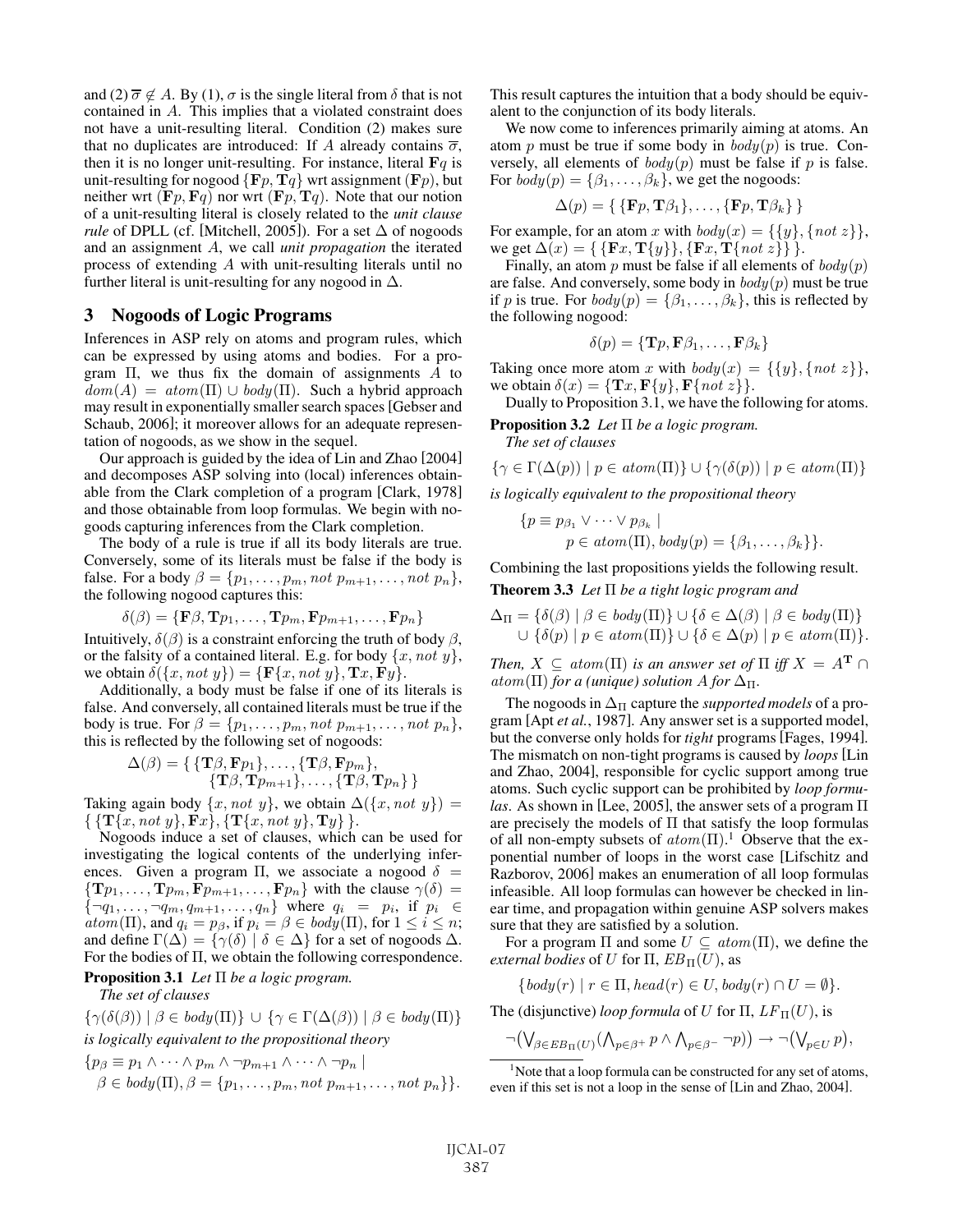and (2) $\overline{\sigma} \notin A$. By (1), $\sigma$ is the single literal from $\delta$ that is not contained in $A$. This implies that a violated constraint does not have a unit-resulting literal. Condition (2) makes sure that no duplicates are introduced: If $A$ already contains $\overline{\sigma}$, then it is no longer unit-resulting. For instance, literal $\mathbf{F}q$ is unit-resulting for nogood $\{\mathbf{F}p, \mathbf{T}q\}$ wrt assignment $(\mathbf{F}p)$, but neither wrt $(\mathbf{F}p, \mathbf{F}q)$ nor wrt $(\mathbf{F}p, \mathbf{T}q)$. Note that our notion of a unit-resulting literal is closely related to the *unit clause rule* of DPLL (cf. [Mitchell, 2005]). For a set $\Delta$ of nogoods and an assignment $A$, we call *unit propagation* the iterated process of extending $A$ with unit-resulting literals until no further literal is unit-resulting for any nogood in $\Delta$.

## 3 Nogoods of Logic Programs

Inferences in ASP rely on atoms and program rules, which can be expressed by using atoms and bodies. For a program $\Pi$, we thus fix the domain of assignments $A$ to $dom(A) = atom(\Pi) \cup body(\Pi)$. Such a hybrid approach may result in exponentially smaller search spaces [Gebser and Schaub, 2006]; it moreover allows for an adequate representation of nogoods, as we show in the sequel.

Our approach is guided by the idea of Lin and Zhao [2004] and decomposes ASP solving into (local) inferences obtainable from the Clark completion of a program [Clark, 1978] and those obtainable from loop formulas. We begin with nogoods capturing inferences from the Clark completion.

The body of a rule is true if all its body literals are true. Conversely, some of its literals must be false if the body is false. For a body $\beta = \{p_1, \dots, p_m, not\ p_{m+1}, \dots, not\ p_n\}$, the following nogood captures this:

$$\delta(\beta) = \{\mathbf{F}\beta, \mathbf{T}p_1, \dots, \mathbf{T}p_m, \mathbf{F}p_{m+1}, \dots, \mathbf{F}p_n\}$$

Intuitively, $\delta(\beta)$ is a constraint enforcing the truth of body $\beta$, or the falsity of a contained literal. E.g. for body $\{x, not\ y\}$, we obtain $\delta(\{x, not\ y\}) = \{\mathbf{F}\{x, not\ y\}, \mathbf{T}x, \mathbf{F}y\}$.

Additionally, a body must be false if one of its literals is false. And conversely, all contained literals must be true if the body is true. For $\beta = \{p_1, \dots, p_m, not\ p_{m+1}, \dots, not\ p_n\}$, this is reflected by the following set of nogoods:

$$\Delta(\beta) = \{\, \{\mathbf{T}\beta, \mathbf{F}p_1\}, \dots, \{\mathbf{T}\beta, \mathbf{F}p_m\}, \{\mathbf{T}\beta, \mathbf{T}p_{m+1}\}, \dots, \{\mathbf{T}\beta, \mathbf{T}p_n\}\,\}$$

Taking again body $\{x, not\ y\}$, we obtain $\Delta(\{x, not\ y\}) = \{\, \{\mathbf{T}\{x, not\ y\}, \mathbf{F}x\}, \{\mathbf{T}\{x, not\ y\}, \mathbf{T}y\}\,\}$.

Nogoods induce a set of clauses, which can be used for investigating the logical contents of the underlying inferences. Given a program $\Pi$, we associate a nogood $\delta = \{\mathbf{T}p_1, \dots, \mathbf{T}p_m, \mathbf{F}p_{m+1}, \dots, \mathbf{F}p_n\}$ with the clause $\gamma(\delta) = \{\neg q_1, \dots, \neg q_m, q_{m+1}, \dots, q_n\}$ where $q_i = p_i$, if $p_i \in atom(\Pi)$, and $q_i = p_\beta$, if $p_i = \beta \in body(\Pi)$, for $1 \leq i \leq n$; and define $\Gamma(\Delta) = \{\gamma(\delta) \mid \delta \in \Delta\}$ for a set of nogoods $\Delta$. For the bodies of $\Pi$, we obtain the following correspondence.

**Proposition 3.1** *Let $\Pi$ be a logic program.*
*The set of clauses*

$$\{\gamma(\delta(\beta)) \mid \beta \in body(\Pi)\} \cup \{\gamma \in \Gamma(\Delta(\beta)) \mid \beta \in body(\Pi)\}$$

*is logically equivalent to the propositional theory*

$$\{p_\beta \equiv p_1 \wedge \dots \wedge p_m \wedge \neg p_{m+1} \wedge \dots \wedge \neg p_n \mid \beta \in body(\Pi), \beta = \{p_1, \dots, p_m, not\ p_{m+1}, \dots, not\ p_n\}\}.$$

This result captures the intuition that a body should be equivalent to the conjunction of its body literals.

We now come to inferences primarily aiming at atoms. An atom $p$ must be true if some body in $body(p)$ is true. Conversely, all elements of $body(p)$ must be false if $p$ is false. For $body(p) = \{\beta_1, \dots, \beta_k\}$, we get the nogoods:

$$\Delta(p) = \{\, \{\mathbf{F}p, \mathbf{T}\beta_1\}, \dots, \{\mathbf{F}p, \mathbf{T}\beta_k\}\,\}$$

For example, for an atom $x$ with $body(x) = \{\{y\}, \{not\ z\}\}$, we get $\Delta(x) = \{\, \{\mathbf{F}x, \mathbf{T}\{y\}\}, \{\mathbf{F}x, \mathbf{T}\{not\ z\}\}\,\}$.

Finally, an atom $p$ must be false if all elements of $body(p)$ are false. And conversely, some body in $body(p)$ must be true if $p$ is true. For $body(p) = \{\beta_1, \dots, \beta_k\}$, this is reflected by the following nogood:

$$\delta(p) = \{\mathbf{T}p, \mathbf{F}\beta_1, \dots, \mathbf{F}\beta_k\}$$

Taking once more atom $x$ with $body(x) = \{\{y\}, \{not\ z\}\}$, we obtain $\delta(x) = \{\mathbf{T}x, \mathbf{F}\{y\}, \mathbf{F}\{not\ z\}\}$.

Dually to Proposition 3.1, we have the following for atoms.

**Proposition 3.2** *Let $\Pi$ be a logic program.*
*The set of clauses*

$$\{\gamma \in \Gamma(\Delta(p)) \mid p \in atom(\Pi)\} \cup \{\gamma(\delta(p)) \mid p \in atom(\Pi)\}$$

*is logically equivalent to the propositional theory*

$$\{p \equiv p_{\beta_1} \vee \dots \vee p_{\beta_k} \mid p \in atom(\Pi), body(p) = \{\beta_1, \dots, \beta_k\}\}.$$

Combining the last propositions yields the following result.

**Theorem 3.3** *Let $\Pi$ be a tight logic program and*

$$\Delta_\Pi = \{\delta(\beta) \mid \beta \in body(\Pi)\} \cup \{\delta \in \Delta(\beta) \mid \beta \in body(\Pi)\} \cup \{\delta(p) \mid p \in atom(\Pi)\} \cup \{\delta \in \Delta(p) \mid p \in atom(\Pi)\}.$$

*Then, $X \subseteq atom(\Pi)$ is an answer set of $\Pi$ iff $X = A^{\mathbf{T}} \cap atom(\Pi)$ for a (unique) solution $A$ for $\Delta_\Pi$.*

The nogoods in $\Delta_\Pi$ capture the *supported models* of a program [Apt *et al.*, 1987]. Any answer set is a supported model, but the converse only holds for *tight* programs [Fages, 1994]. The mismatch on non-tight programs is caused by *loops* [Lin and Zhao, 2004], responsible for cyclic support among true atoms. Such cyclic support can be prohibited by *loop formulas*. As shown in [Lee, 2005], the answer sets of a program $\Pi$ are precisely the models of $\Pi$ that satisfy the loop formulas of all non-empty subsets of $atom(\Pi)$.[1] Observe that the exponential number of loops in the worst case [Lifschitz and Razborov, 2006] makes an enumeration of all loop formulas infeasible. All loop formulas can however be checked in linear time, and propagation within genuine ASP solvers makes sure that they are satisfied by a solution.

For a program $\Pi$ and some $U \subseteq atom(\Pi)$, we define the *external bodies* of $U$ for $\Pi$, $EB_\Pi(U)$, as

$$\{body(r) \mid r \in \Pi, head(r) \in U, body(r) \cap U = \emptyset\}.$$

The (disjunctive) *loop formula* of $U$ for $\Pi$, $LF_\Pi(U)$, is

$$\neg\left(\bigvee_{\beta \in EB_\Pi(U)} \left(\bigwedge_{p \in \beta^+} p \wedge \bigwedge_{p \in \beta^-} \neg p\right)\right) \rightarrow \neg\left(\bigvee_{p \in U} p\right),$$

[1] Note that a loop formula can be constructed for any set of atoms, even if this set is not a loop in the sense of [Lin and Zhao, 2004].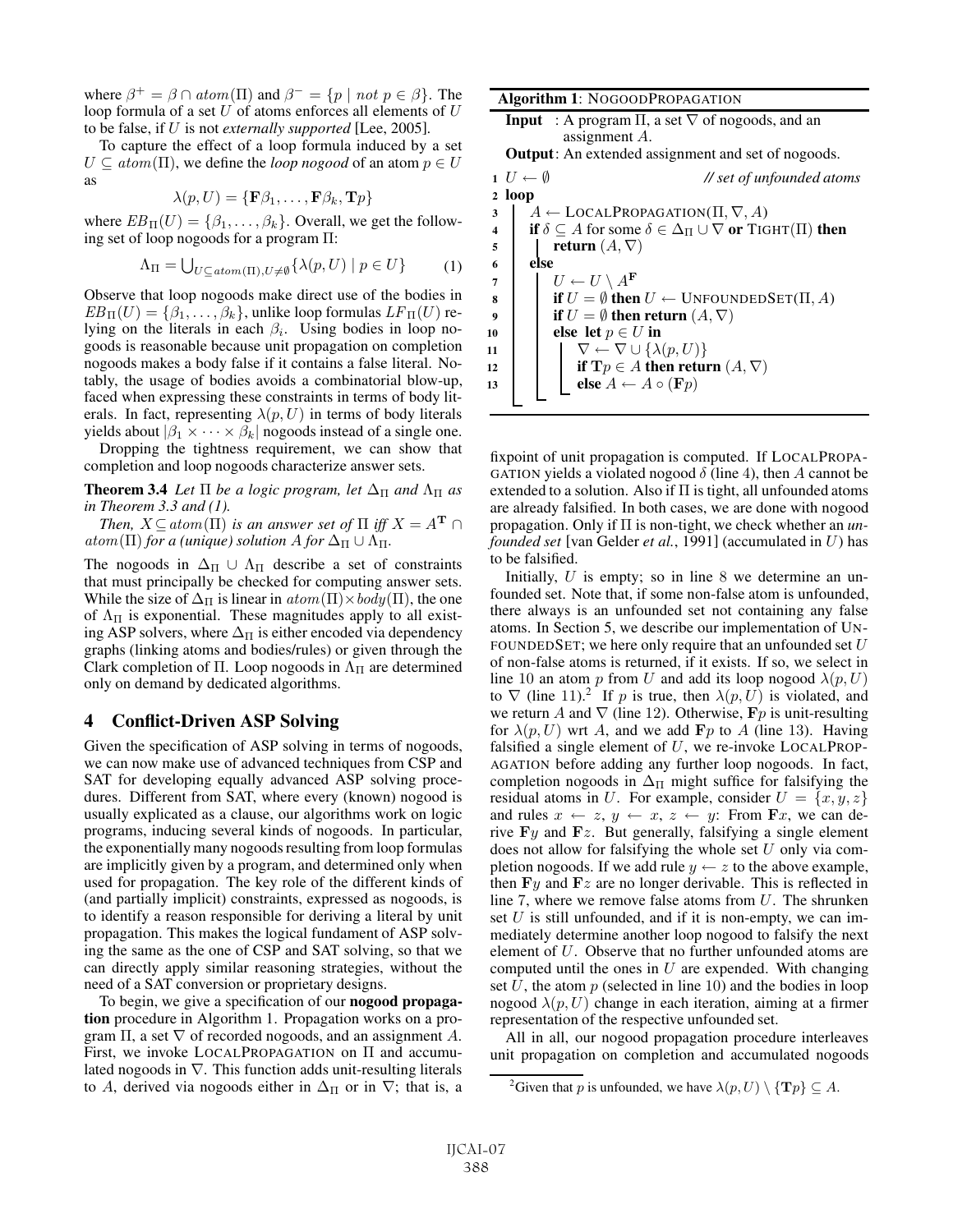where $\beta^+ = \beta \cap atom(\Pi)$ and $\beta^- = \{p \mid not\ p \in \beta\}$. The loop formula of a set $U$ of atoms enforces all elements of $U$ to be false, if $U$ is not *externally supported* [Lee, 2005].

To capture the effect of a loop formula induced by a set $U \subseteq atom(\Pi)$, we define the *loop nogood* of an atom $p \in U$ as

$$\lambda(p, U) = \{\mathbf{F}\beta_1, \ldots, \mathbf{F}\beta_k, \mathbf{T}p\}$$

where $EB_\Pi(U) = \{\beta_1, \ldots, \beta_k\}$. Overall, we get the following set of loop nogoods for a program $\Pi$:

$$\Lambda_\Pi = \bigcup_{U \subseteq atom(\Pi), U \neq \emptyset} \{\lambda(p, U) \mid p \in U\} \qquad (1)$$

Observe that loop nogoods make direct use of the bodies in $EB_\Pi(U) = \{\beta_1, \ldots, \beta_k\}$, unlike loop formulas $LF_\Pi(U)$ relying on the literals in each $\beta_i$. Using bodies in loop nogoods is reasonable because unit propagation on completion nogoods makes a body false if it contains a false literal. Notably, the usage of bodies avoids a combinatorial blow-up, faced when expressing these constraints in terms of body literals. In fact, representing $\lambda(p, U)$ in terms of body literals yields about $|\beta_1 \times \cdots \times \beta_k|$ nogoods instead of a single one.

Dropping the tightness requirement, we can show that completion and loop nogoods characterize answer sets.

**Theorem 3.4** *Let $\Pi$ be a logic program, let $\Delta_\Pi$ and $\Lambda_\Pi$ as in Theorem 3.3 and (1).*

*Then, $X \subseteq atom(\Pi)$ is an answer set of $\Pi$ iff $X = A^\mathbf{T} \cap atom(\Pi)$ for a (unique) solution $A$ for $\Delta_\Pi \cup \Lambda_\Pi$.*

The nogoods in $\Delta_\Pi \cup \Lambda_\Pi$ describe a set of constraints that must principally be checked for computing answer sets. While the size of $\Delta_\Pi$ is linear in $atom(\Pi) \times body(\Pi)$, the one of $\Lambda_\Pi$ is exponential. These magnitudes apply to all existing ASP solvers, where $\Delta_\Pi$ is either encoded via dependency graphs (linking atoms and bodies/rules) or given through the Clark completion of $\Pi$. Loop nogoods in $\Lambda_\Pi$ are determined only on demand by dedicated algorithms.

## 4 Conflict-Driven ASP Solving

Given the specification of ASP solving in terms of nogoods, we can now make use of advanced techniques from CSP and SAT for developing equally advanced ASP solving procedures. Different from SAT, where every (known) nogood is usually explicated as a clause, our algorithms work on logic programs, inducing several kinds of nogoods. In particular, the exponentially many nogoods resulting from loop formulas are implicitly given by a program, and determined only when used for propagation. The key role of the different kinds of (and partially implicit) constraints, expressed as nogoods, is to identify a reason responsible for deriving a literal by unit propagation. This makes the logical fundament of ASP solving the same as the one of CSP and SAT solving, so that we can directly apply similar reasoning strategies, without the need of a SAT conversion or proprietary designs.

To begin, we give a specification of our **nogood propagation** procedure in Algorithm 1. Propagation works on a program $\Pi$, a set $\nabla$ of recorded nogoods, and an assignment $A$. First, we invoke LOCALPROPAGATION on $\Pi$ and accumulated nogoods in $\nabla$. This function adds unit-resulting literals to $A$, derived via nogoods either in $\Delta_\Pi$ or in $\nabla$; that is, a

**Algorithm 1**: NOGOODPROPAGATION

**Input** : A program $\Pi$, a set $\nabla$ of nogoods, and an assignment $A$.
**Output**: An extended assignment and set of nogoods.

```
1  U ← ∅                                        // set of unfounded atoms
2  loop
3      A ← LOCALPROPAGATION(Π, ∇, A)
4      if δ ⊆ A for some δ ∈ Δ_Π ∪ ∇ or TIGHT(Π) then
5          return (A, ∇)
6      else
7          U ← U \ A^F
8          if U = ∅ then U ← UNFOUNDEDSET(Π, A)
9          if U = ∅ then return (A, ∇)
10         else let p ∈ U in
11             ∇ ← ∇ ∪ {λ(p, U)}
12             if Tp ∈ A then return (A, ∇)
13             else A ← A ∘ (Fp)
```

fixpoint of unit propagation is computed. If LOCALPROPAGATION yields a violated nogood $\delta$ (line 4), then $A$ cannot be extended to a solution. Also if $\Pi$ is tight, all unfounded atoms are already falsified. In both cases, we are done with nogood propagation. Only if $\Pi$ is non-tight, we check whether an *unfounded set* [van Gelder *et al.*, 1991] (accumulated in $U$) has to be falsified.

Initially, $U$ is empty; so in line 8 we determine an unfounded set. Note that, if some non-false atom is unfounded, there always is an unfounded set not containing any false atoms. In Section 5, we describe our implementation of UNFOUNDEDSET; we here only require that an unfounded set $U$ of non-false atoms is returned, if it exists. If so, we select in line 10 an atom $p$ from $U$ and add its loop nogood $\lambda(p, U)$ to $\nabla$ (line 11).[2] If $p$ is true, then $\lambda(p, U)$ is violated, and we return $A$ and $\nabla$ (line 12). Otherwise, $\mathbf{F}p$ is unit-resulting for $\lambda(p, U)$ wrt $A$, and we add $\mathbf{F}p$ to $A$ (line 13). Having falsified a single element of $U$, we re-invoke LOCALPROPAGATION before adding any further loop nogoods. In fact, completion nogoods in $\Delta_\Pi$ might suffice for falsifying the residual atoms in $U$. For example, consider $U = \{x, y, z\}$ and rules $x \leftarrow z$, $y \leftarrow x$, $z \leftarrow y$: From $\mathbf{F}x$, we can derive $\mathbf{F}y$ and $\mathbf{F}z$. But generally, falsifying a single element does not allow for falsifying the whole set $U$ only via completion nogoods. If we add rule $y \leftarrow z$ to the above example, then $\mathbf{F}y$ and $\mathbf{F}z$ are no longer derivable. This is reflected in line 7, where we remove false atoms from $U$. The shrunken set $U$ is still unfounded, and if it is non-empty, we can immediately determine another loop nogood to falsify the next element of $U$. Observe that no further unfounded atoms are computed until the ones in $U$ are expended. With changing set $U$, the atom $p$ (selected in line 10) and the bodies in loop nogood $\lambda(p, U)$ change in each iteration, aiming at a firmer representation of the respective unfounded set.

All in all, our nogood propagation procedure interleaves unit propagation on completion and accumulated nogoods

[2] Given that $p$ is unfounded, we have $\lambda(p, U) \setminus \{\mathbf{T}p\} \subseteq A$.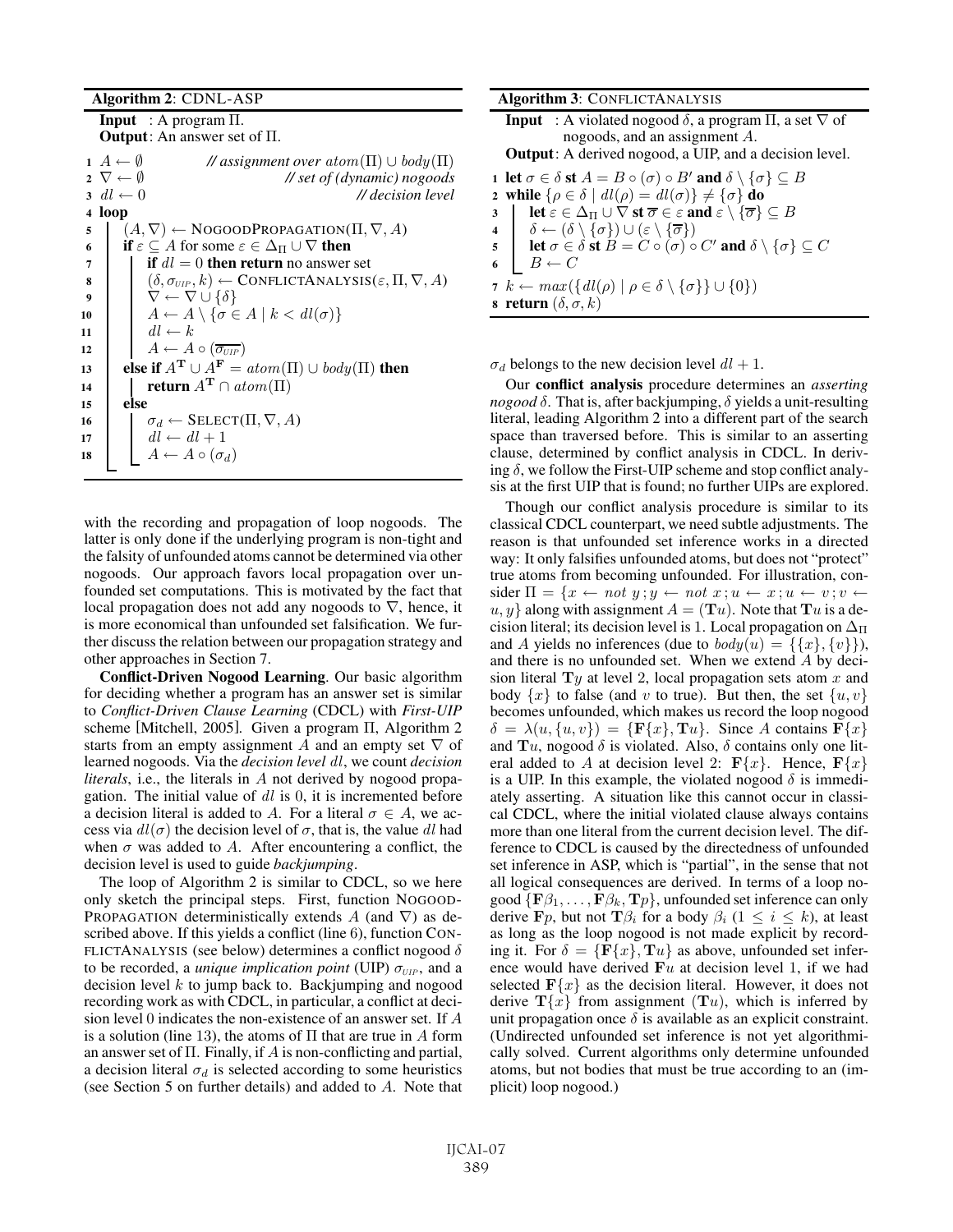**Algorithm 2**: CDNL-ASP

**Input** : A program $\Pi$.
**Output**: An answer set of $\Pi$.

```
1  A ← ∅                      // assignment over atom(Π) ∪ body(Π)
2  ∇ ← ∅                      // set of (dynamic) nogoods
3  dl ← 0                     // decision level
4  loop
5      (A, ∇) ← NOGOODPROPAGATION(Π, ∇, A)
6      if ε ⊆ A for some ε ∈ Δ_Π ∪ ∇ then
7          if dl = 0 then return no answer set
8          (δ, σ_UIP, k) ← CONFLICTANALYSIS(ε, Π, ∇, A)
9          ∇ ← ∇ ∪ {δ}
10         A ← A \ {σ ∈ A | k < dl(σ)}
11         dl ← k
12         A ← A ∘ (σ̄_UIP)
13     else if A^T ∪ A^F = atom(Π) ∪ body(Π) then
14         return A^T ∩ atom(Π)
15     else
16         σ_d ← SELECT(Π, ∇, A)
17         dl ← dl + 1
18         A ← A ∘ (σ_d)
```

**Algorithm 3**: CONFLICTANALYSIS

**Input** : A violated nogood $\delta$, a program $\Pi$, a set $\nabla$ of nogoods, and an assignment $A$.
**Output**: A derived nogood, a UIP, and a decision level.

```
1  let σ ∈ δ st A = B ∘ (σ) ∘ B' and δ \ {σ} ⊆ B
2  while {ρ ∈ δ | dl(ρ) = dl(σ)} ≠ {σ} do
3      let ε ∈ Δ_Π ∪ ∇ st σ̄ ∈ ε and ε \ {σ̄} ⊆ B
4      δ ← (δ \ {σ}) ∪ (ε \ {σ̄})
5      let σ ∈ δ st B = C ∘ (σ) ∘ C' and δ \ {σ} ⊆ C
6      B ← C
7  k ← max({dl(ρ) | ρ ∈ δ \ {σ}} ∪ {0})
8  return (δ, σ, k)
```

with the recording and propagation of loop nogoods. The latter is only done if the underlying program is non-tight and the falsity of unfounded atoms cannot be determined via other nogoods. Our approach favors local propagation over unfounded set computations. This is motivated by the fact that local propagation does not add any nogoods to $\nabla$, hence, it is more economical than unfounded set falsification. We further discuss the relation between our propagation strategy and other approaches in Section 7.

**Conflict-Driven Nogood Learning**. Our basic algorithm for deciding whether a program has an answer set is similar to *Conflict-Driven Clause Learning* (CDCL) with *First-UIP* scheme [Mitchell, 2005]. Given a program $\Pi$, Algorithm 2 starts from an empty assignment $A$ and an empty set $\nabla$ of learned nogoods. Via the *decision level* $dl$, we count *decision literals*, i.e., the literals in $A$ not derived by nogood propagation. The initial value of $dl$ is 0, it is incremented before a decision literal is added to $A$. For a literal $\sigma \in A$, we access via $dl(\sigma)$ the decision level of $\sigma$, that is, the value $dl$ had when $\sigma$ was added to $A$. After encountering a conflict, the decision level is used to guide *backjumping*.

The loop of Algorithm 2 is similar to CDCL, so we here only sketch the principal steps. First, function NOGOODPROPAGATION deterministically extends $A$ (and $\nabla$) as described above. If this yields a conflict (line 6), function CONFLICTANALYSIS (see below) determines a conflict nogood $\delta$ to be recorded, a *unique implication point* (UIP) $\sigma_{UIP}$, and a decision level $k$ to jump back to. Backjumping and nogood recording work as with CDCL, in particular, a conflict at decision level 0 indicates the non-existence of an answer set. If $A$ is a solution (line 13), the atoms of $\Pi$ that are true in $A$ form an answer set of $\Pi$. Finally, if $A$ is non-conflicting and partial, a decision literal $\sigma_d$ is selected according to some heuristics (see Section 5 on further details) and added to $A$. Note that $\sigma_d$ belongs to the new decision level $dl+1$.

Our **conflict analysis** procedure determines an *asserting nogood* $\delta$. That is, after backjumping, $\delta$ yields a unit-resulting literal, leading Algorithm 2 into a different part of the search space than traversed before. This is similar to an asserting clause, determined by conflict analysis in CDCL. In deriving $\delta$, we follow the First-UIP scheme and stop conflict analysis at the first UIP that is found; no further UIPs are explored.

Though our conflict analysis procedure is similar to its classical CDCL counterpart, we need subtle adjustments. The reason is that unfounded set inference works in a directed way: It only falsifies unfounded atoms, but does not "protect" true atoms from becoming unfounded. For illustration, consider $\Pi = \{x \leftarrow not\ y\,; y \leftarrow not\ x\,; u \leftarrow x\,; u \leftarrow v\,; v \leftarrow u, y\}$ along with assignment $A = (\mathbf{T}u)$. Note that $\mathbf{T}u$ is a decision literal; its decision level is 1. Local propagation on $\Delta_\Pi$ and $A$ yields no inferences (due to $body(u) = \{\{x\}, \{v\}\}$), and there is no unfounded set. When we extend $A$ by decision literal $\mathbf{T}y$ at level 2, local propagation sets atom $x$ and body $\{x\}$ to false (and $v$ to true). But then, the set $\{u, v\}$ becomes unfounded, which makes us record the loop nogood $\delta = \lambda(u, \{u, v\}) = \{\mathbf{F}\{x\}, \mathbf{T}u\}$. Since $A$ contains $\mathbf{F}\{x\}$ and $\mathbf{T}u$, nogood $\delta$ is violated. Also, $\delta$ contains only one literal added to $A$ at decision level 2: $\mathbf{F}\{x\}$. Hence, $\mathbf{F}\{x\}$ is a UIP. In this example, the violated nogood $\delta$ is immediately asserting. A situation like this cannot occur in classical CDCL, where the initial violated clause always contains more than one literal from the current decision level. The difference to CDCL is caused by the directedness of unfounded set inference in ASP, which is "partial", in the sense that not all logical consequences are derived. In terms of a loop nogood $\{\mathbf{F}\beta_1, \dots, \mathbf{F}\beta_k, \mathbf{T}p\}$, unfounded set inference can only derive $\mathbf{F}p$, but not $\mathbf{T}\beta_i$ for a body $\beta_i$ ($1 \leq i \leq k$), at least as long as the loop nogood is not made explicit by recording it. For $\delta = \{\mathbf{F}\{x\}, \mathbf{T}u\}$ as above, unfounded set inference would have derived $\mathbf{F}u$ at decision level 1, if we had selected $\mathbf{F}\{x\}$ as the decision literal. However, it does not derive $\mathbf{T}\{x\}$ from assignment $(\mathbf{T}u)$, which is inferred by unit propagation once $\delta$ is available as an explicit constraint. (Undirected unfounded set inference is not yet algorithmically solved. Current algorithms only determine unfounded atoms, but not bodies that must be true according to an (implicit) loop nogood.)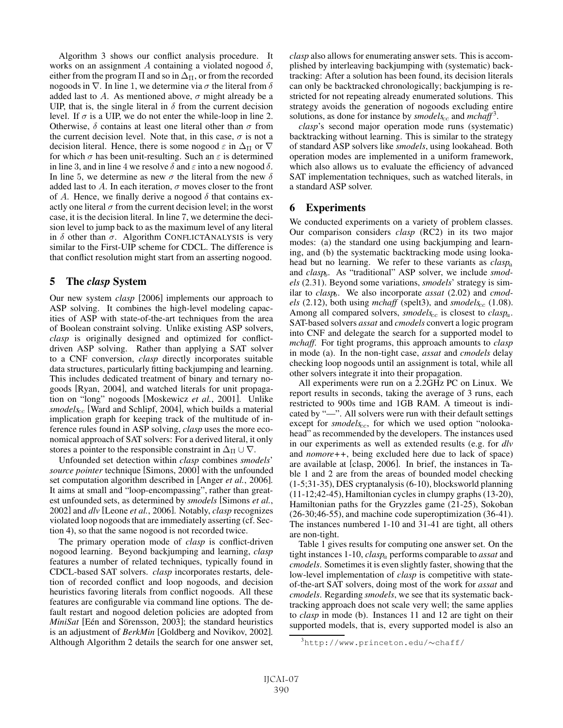Algorithm 3 shows our conflict analysis procedure. It works on an assignment $A$ containing a violated nogood $\delta$, either from the program $\Pi$ and so in $\Delta_\Pi$, or from the recorded nogoods in $\nabla$. In line 1, we determine via $\sigma$ the literal from $\delta$ added last to $A$. As mentioned above, $\sigma$ might already be a UIP, that is, the single literal in $\delta$ from the current decision level. If $\sigma$ is a UIP, we do not enter the while-loop in line 2. Otherwise, $\delta$ contains at least one literal other than $\sigma$ from the current decision level. Note that, in this case, $\sigma$ is not a decision literal. Hence, there is some nogood $\varepsilon$ in $\Delta_\Pi$ or $\nabla$ for which $\sigma$ has been unit-resulting. Such an $\varepsilon$ is determined in line 3, and in line 4 we resolve $\delta$ and $\varepsilon$ into a new nogood $\delta$. In line 5, we determine as new $\sigma$ the literal from the new $\delta$ added last to $A$. In each iteration, $\sigma$ moves closer to the front of $A$. Hence, we finally derive a nogood $\delta$ that contains exactly one literal $\sigma$ from the current decision level; in the worst case, it is the decision literal. In line 7, we determine the decision level to jump back to as the maximum level of any literal in $\delta$ other than $\sigma$. Algorithm CONFLICTANALYSIS is very similar to the First-UIP scheme for CDCL. The difference is that conflict resolution might start from an asserting nogood.

## 5 The *clasp* System

Our new system *clasp* [2006] implements our approach to ASP solving. It combines the high-level modeling capacities of ASP with state-of-the-art techniques from the area of Boolean constraint solving. Unlike existing ASP solvers, *clasp* is originally designed and optimized for conflict-driven ASP solving. Rather than applying a SAT solver to a CNF conversion, *clasp* directly incorporates suitable data structures, particularly fitting backjumping and learning. This includes dedicated treatment of binary and ternary nogoods [Ryan, 2004], and watched literals for unit propagation on "long" nogoods [Moskewicz *et al.*, 2001]. Unlike *smodels$_{cc}$* [Ward and Schlipf, 2004], which builds a material implication graph for keeping track of the multitude of inference rules found in ASP solving, *clasp* uses the more economical approach of SAT solvers: For a derived literal, it only stores a pointer to the responsible constraint in $\Delta_\Pi \cup \nabla$.

Unfounded set detection within *clasp* combines *smodels*' *source pointer* technique [Simons, 2000] with the unfounded set computation algorithm described in [Anger *et al.*, 2006]. It aims at small and "loop-encompassing", rather than greatest unfounded sets, as determined by *smodels* [Simons *et al.*, 2002] and *dlv* [Leone *et al.*, 2006]. Notably, *clasp* recognizes violated loop nogoods that are immediately asserting (cf. Section 4), so that the same nogood is not recorded twice.

The primary operation mode of *clasp* is conflict-driven nogood learning. Beyond backjumping and learning, *clasp* features a number of related techniques, typically found in CDCL-based SAT solvers. *clasp* incorporates restarts, deletion of recorded conflict and loop nogoods, and decision heuristics favoring literals from conflict nogoods. All these features are configurable via command line options. The default restart and nogood deletion policies are adopted from *MiniSat* [Eén and Sörensson, 2003]; the standard heuristics is an adjustment of *BerkMin* [Goldberg and Novikov, 2002]. Although Algorithm 2 details the search for one answer set, *clasp* also allows for enumerating answer sets. This is accomplished by interleaving backjumping with (systematic) backtracking: After a solution has been found, its decision literals can only be backtracked chronologically; backjumping is restricted for not repeating already enumerated solutions. This strategy avoids the generation of nogoods excluding entire solutions, as done for instance by *smodels$_{cc}$* and *mchaff*[3].

*clasp*'s second major operation mode runs (systematic) backtracking without learning. This is similar to the strategy of standard ASP solvers like *smodels*, using lookahead. Both operation modes are implemented in a uniform framework, which also allows us to evaluate the efficiency of advanced SAT implementation techniques, such as watched literals, in a standard ASP solver.

## 6 Experiments

We conducted experiments on a variety of problem classes. Our comparison considers *clasp* (RC2) in its two major modes: (a) the standard one using backjumping and learning, and (b) the systematic backtracking mode using lookahead but no learning. We refer to these variants as *clasp$_a$* and *clasp$_b$*. As "traditional" ASP solver, we include *smodels* (2.31). Beyond some variations, *smodels*' strategy is similar to *clasp$_b$*. We also incorporate *assat* (2.02) and *cmodels* (2.12), both using *mchaff* (spelt3), and *smodels$_{cc}$* (1.08). Among all compared solvers, *smodels$_{cc}$* is closest to *clasp$_a$*. SAT-based solvers *assat* and *cmodels* convert a logic program into CNF and delegate the search for a supported model to *mchaff*. For tight programs, this approach amounts to *clasp* in mode (a). In the non-tight case, *assat* and *cmodels* delay checking loop nogoods until an assignment is total, while all other solvers integrate it into their propagation.

All experiments were run on a 2.2GHz PC on Linux. We report results in seconds, taking the average of 3 runs, each restricted to 900s time and 1GB RAM. A timeout is indicated by "—". All solvers were run with their default settings except for *smodels$_{cc}$*, for which we used option "nolookahead" as recommended by the developers. The instances used in our experiments as well as extended results (e.g. for *dlv* and *nomore++*, being excluded here due to lack of space) are available at [clasp, 2006]. In brief, the instances in Table 1 and 2 are from the areas of bounded model checking (1-5;31-35), DES cryptanalysis (6-10), blocksworld planning (11-12;42-45), Hamiltonian cycles in clumpy graphs (13-20), Hamiltonian paths for the Gryzzles game (21-25), Sokoban (26-30;46-55), and machine code superoptimization (36-41). The instances numbered 1-10 and 31-41 are tight, all others are non-tight.

Table 1 gives results for computing one answer set. On the tight instances 1-10, *clasp$_a$* performs comparable to *assat* and *cmodels*. Sometimes it is even slightly faster, showing that the low-level implementation of *clasp* is competitive with state-of-the-art SAT solvers, doing most of the work for *assat* and *cmodels*. Regarding *smodels*, we see that its systematic backtracking approach does not scale very well; the same applies to *clasp* in mode (b). Instances 11 and 12 are tight on their supported models, that is, every supported model is also an

[3] http://www.princeton.edu/∼chaff/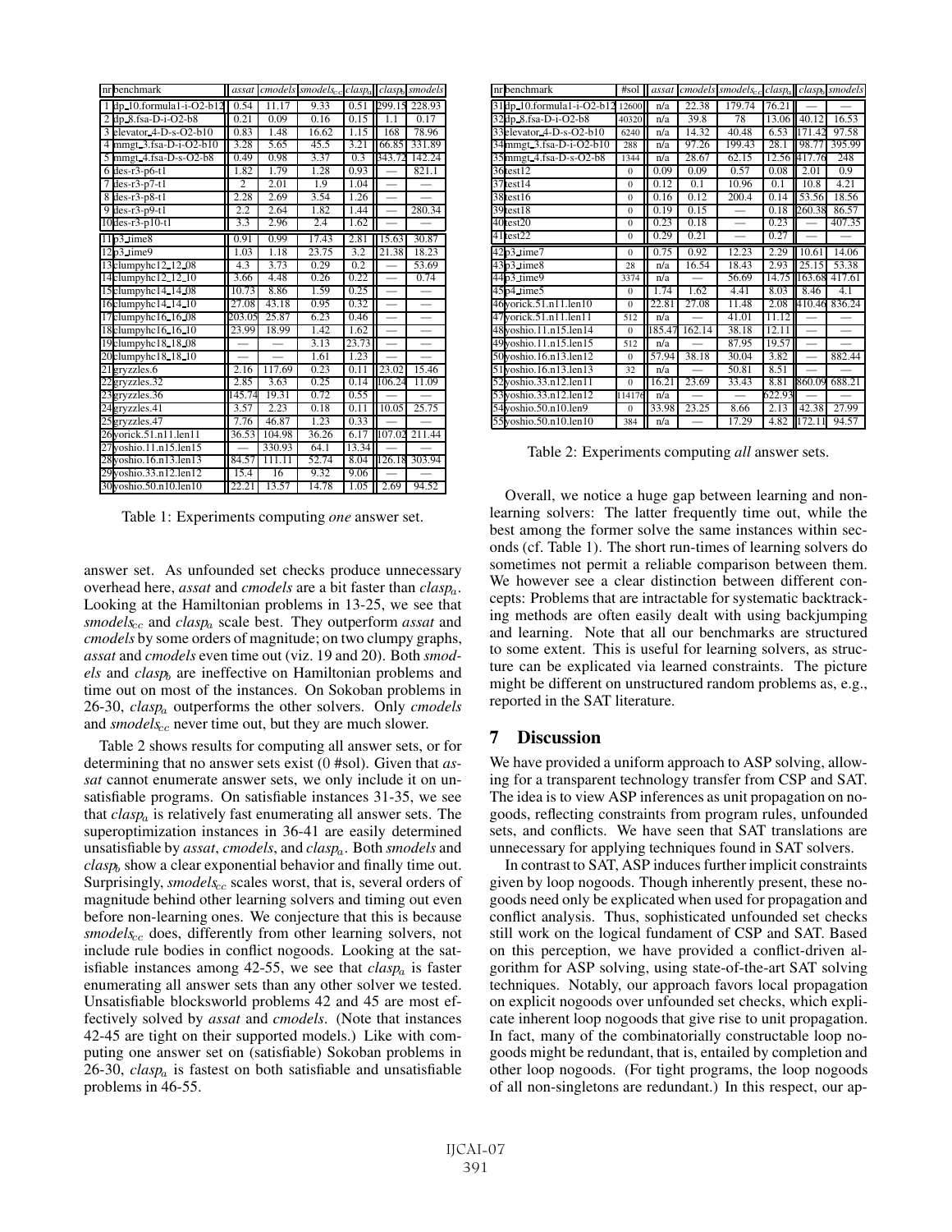| nr | benchmark | *assat* | *cmodels* | $smodels_{cc}$ | $clasp_a$ | $clasp_b$ | *smodels* |
|---|---|---|---|---|---|---|---|
| 1 | dp_10.formula1-i-O2-b12 | 0.54 | 11.17 | 9.33 | 0.51 | 299.15 | 228.93 |
| 2 | dp_8.fsa-D-i-O2-b8 | 0.21 | 0.09 | 0.16 | 0.15 | 1.1 | 0.17 |
| 3 | elevator_4-D-s-O2-b10 | 0.83 | 1.48 | 16.62 | 1.15 | 168 | 78.96 |
| 4 | mmgt_3.fsa-D-i-O2-b10 | 3.28 | 5.65 | 45.5 | 3.21 | 66.85 | 331.89 |
| 5 | mmgt_4.fsa-D-s-O2-b8 | 0.49 | 0.98 | 3.37 | 0.3 | 343.72 | 142.24 |
| 6 | des-r3-p6-t1 | 1.82 | 1.79 | 1.28 | 0.93 | — | 821.1 |
| 7 | des-r3-p7-t1 | 2 | 2.01 | 1.9 | 1.04 | — | — |
| 8 | des-r3-p8-t1 | 2.28 | 2.69 | 3.54 | 1.26 | — | — |
| 9 | des-r3-p9-t1 | 2.2 | 2.64 | 1.82 | 1.44 | — | 280.34 |
| 10 | des-r3-p10-t1 | 3.3 | 2.96 | 2.4 | 1.62 | — | — |
| 11 | p3_time8 | 0.91 | 0.99 | 17.43 | 2.81 | 15.63 | 30.87 |
| 12 | p3_time9 | 1.03 | 1.18 | 23.75 | 3.2 | 21.38 | 18.23 |
| 13 | clumpyhc12_12_08 | 4.3 | 3.73 | 0.29 | 0.2 | — | 53.69 |
| 14 | clumpyhc12_12_10 | 3.66 | 4.48 | 0.26 | 0.22 | — | 0.74 |
| 15 | clumpyhc14_14_08 | 10.73 | 8.86 | 1.59 | 0.25 | — | — |
| 16 | clumpyhc14_14_10 | 27.08 | 43.18 | 0.95 | 0.32 | — | — |
| 17 | clumpyhc16_16_08 | 203.05 | 25.87 | 6.23 | 0.46 | — | — |
| 18 | clumpyhc16_16_10 | 23.99 | 18.99 | 1.42 | 1.62 | — | — |
| 19 | clumpyhc18_18_08 | — | — | 3.13 | 23.73 | — | — |
| 20 | clumpyhc18_18_10 | — | — | 1.61 | 1.23 | — | — |
| 21 | gryzzles.6 | 2.16 | 117.69 | 0.23 | 0.11 | 23.02 | 15.46 |
| 22 | gryzzles.32 | 2.85 | 3.63 | 0.25 | 0.14 | 106.24 | 11.09 |
| 23 | gryzzles.36 | 145.74 | 19.31 | 0.72 | 0.55 | — | — |
| 24 | gryzzles.41 | 3.57 | 2.23 | 0.18 | 0.11 | 10.05 | 25.75 |
| 25 | gryzzles.47 | 7.76 | 46.87 | 1.23 | 0.33 | — | — |
| 26 | yorick.51.n11.len11 | 36.53 | 104.98 | 36.26 | 6.17 | 107.02 | 211.44 |
| 27 | yoshio.11.n15.len15 | — | 330.93 | 64.1 | 13.34 | — | — |
| 28 | yoshio.16.n13.len13 | 84.57 | 111.11 | 52.74 | 8.04 | 126.18 | 303.94 |
| 29 | yoshio.33.n12.len12 | 15.4 | 16 | 9.32 | 9.06 | — | — |
| 30 | yoshio.50.n10.len10 | 22.21 | 13.57 | 14.78 | 1.05 | 2.69 | 94.52 |

Table 1: Experiments computing *one* answer set.

| nr | benchmark | #sol | *assat* | *cmodels* | $smodels_{cc}$ | $clasp_a$ | $clasp_b$ | *smodels* |
|---|---|---|---|---|---|---|---|---|
| 31 | dp_10.formula1-i-O2-b12 | 12600 | n/a | 22.38 | 179.74 | 76.21 | — | — |
| 32 | dp_8.fsa-D-i-O2-b8 | 40320 | n/a | 39.8 | 78 | 13.06 | 40.12 | 16.53 |
| 33 | elevator_4-D-s-O2-b10 | 6240 | n/a | 14.32 | 40.48 | 6.53 | 171.42 | 97.58 |
| 34 | mmgt_3.fsa-D-i-O2-b10 | 288 | n/a | 97.26 | 199.43 | 28.1 | 98.77 | 395.99 |
| 35 | mmgt_4.fsa-D-s-O2-b8 | 1344 | n/a | 28.67 | 62.15 | 12.56 | 417.76 | 248 |
| 36 | test12 | 0 | 0.09 | 0.09 | 0.57 | 0.08 | 2.01 | 0.9 |
| 37 | test14 | 0 | 0.12 | 0.1 | 10.96 | 0.1 | 10.8 | 4.21 |
| 38 | test16 | 0 | 0.16 | 0.12 | 200.4 | 0.14 | 53.56 | 18.56 |
| 39 | test18 | 0 | 0.19 | 0.15 | — | 0.18 | 260.38 | 86.57 |
| 40 | test20 | 0 | 0.23 | 0.18 | — | 0.23 | — | 407.35 |
| 41 | test22 | 0 | 0.29 | 0.21 | — | 0.27 | — | — |
| 42 | p3_time7 | 0 | 0.75 | 0.92 | 12.23 | 2.29 | 10.61 | 14.06 |
| 43 | p3_time8 | 28 | n/a | 16.54 | 18.43 | 2.93 | 25.15 | 53.38 |
| 44 | p3_time9 | 3374 | n/a | — | 56.69 | 14.75 | 163.68 | 417.61 |
| 45 | p4_time5 | 0 | 1.74 | 1.62 | 4.41 | 8.03 | 8.46 | 4.1 |
| 46 | yorick.51.n11.len10 | 0 | 22.81 | 27.08 | 11.48 | 2.08 | 410.46 | 836.24 |
| 47 | yorick.51.n11.len11 | 512 | n/a | — | 41.01 | 11.12 | — | — |
| 48 | yoshio.11.n15.len14 | 0 | 185.47 | 162.14 | 38.18 | 12.11 | — | — |
| 49 | yoshio.11.n15.len15 | 512 | n/a | — | 87.95 | 19.57 | — | — |
| 50 | yoshio.16.n13.len12 | 0 | 57.94 | 38.18 | 30.04 | 3.82 | — | 882.44 |
| 51 | yoshio.16.n13.len13 | 32 | n/a | — | 50.81 | 8.51 | — | — |
| 52 | yoshio.33.n12.len11 | 0 | 16.21 | 23.69 | 33.43 | 8.81 | 860.09 | 688.21 |
| 53 | yoshio.33.n12.len12 | 114176 | n/a | — | — | 622.93 | — | — |
| 54 | yoshio.50.n10.len9 | 0 | 33.98 | 23.25 | 8.66 | 2.13 | 42.38 | 27.99 |
| 55 | yoshio.50.n10.len10 | 384 | n/a | — | 17.29 | 4.82 | 172.11 | 94.57 |

Table 2: Experiments computing *all* answer sets.

answer set. As unfounded set checks produce unnecessary overhead here, *assat* and *cmodels* are a bit faster than $clasp_a$. Looking at the Hamiltonian problems in 13-25, we see that $smodels_{cc}$ and $clasp_a$ scale best. They outperform *assat* and *cmodels* by some orders of magnitude; on two clumpy graphs, *assat* and *cmodels* even time out (viz. 19 and 20). Both *smodels* and $clasp_b$ are ineffective on Hamiltonian problems and time out on most of the instances. On Sokoban problems in 26-30, $clasp_a$ outperforms the other solvers. Only *cmodels* and $smodels_{cc}$ never time out, but they are much slower.

Table 2 shows results for computing all answer sets, or for determining that no answer sets exist (0 #sol). Given that *assat* cannot enumerate answer sets, we only include it on unsatisfiable programs. On satisfiable instances 31-35, we see that $clasp_a$ is relatively fast enumerating all answer sets. The superoptimization instances in 36-41 are easily determined unsatisfiable by *assat*, *cmodels*, and $clasp_a$. Both *smodels* and $clasp_b$ show a clear exponential behavior and finally time out. Surprisingly, $smodels_{cc}$ scales worst, that is, several orders of magnitude behind other learning solvers and timing out even before non-learning ones. We conjecture that this is because $smodels_{cc}$ does, differently from other learning solvers, not include rule bodies in conflict nogoods. Looking at the satisfiable instances among 42-55, we see that $clasp_a$ is faster enumerating all answer sets than any other solver we tested. Unsatisfiable blocksworld problems 42 and 45 are most effectively solved by *assat* and *cmodels*. (Note that instances 42-45 are tight on their supported models.) Like with computing one answer set on (satisfiable) Sokoban problems in 26-30, $clasp_a$ is fastest on both satisfiable and unsatisfiable problems in 46-55.

Overall, we notice a huge gap between learning and non-learning solvers: The latter frequently time out, while the best among the former solve the same instances within seconds (cf. Table 1). The short run-times of learning solvers do sometimes not permit a reliable comparison between them. We however see a clear distinction between different concepts: Problems that are intractable for systematic backtracking methods are often easily dealt with using backjumping and learning. Note that all our benchmarks are structured to some extent. This is useful for learning solvers, as structure can be explicated via learned constraints. The picture might be different on unstructured random problems as, e.g., reported in the SAT literature.

## 7 Discussion

We have provided a uniform approach to ASP solving, allowing for a transparent technology transfer from CSP and SAT. The idea is to view ASP inferences as unit propagation on nogoods, reflecting constraints from program rules, unfounded sets, and conflicts. We have seen that SAT translations are unnecessary for applying techniques found in SAT solvers.

In contrast to SAT, ASP induces further implicit constraints given by loop nogoods. Though inherently present, these nogoods need only be explicated when used for propagation and conflict analysis. Thus, sophisticated unfounded set checks still work on the logical fundament of CSP and SAT. Based on this perception, we have provided a conflict-driven algorithm for ASP solving, using state-of-the-art SAT solving techniques. Notably, our approach favors local propagation on explicit nogoods over unfounded set checks, which explicate inherent loop nogoods that give rise to unit propagation. In fact, many of the combinatorially constructable loop nogoods might be redundant, that is, entailed by completion and other loop nogoods. (For tight programs, the loop nogoods of all non-singletons are redundant.) In this respect, our ap-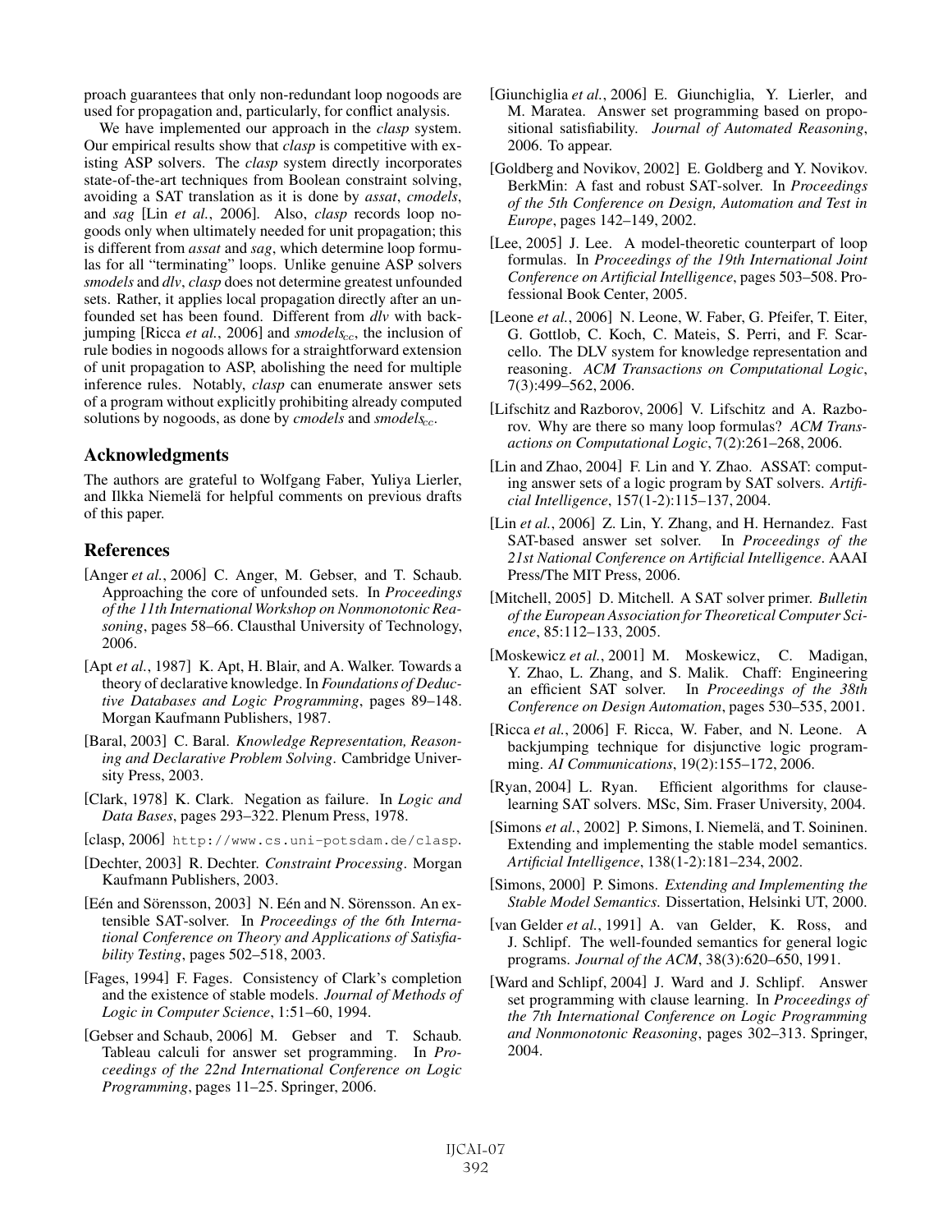proach guarantees that only non-redundant loop nogoods are used for propagation and, particularly, for conflict analysis.

We have implemented our approach in the *clasp* system. Our empirical results show that *clasp* is competitive with existing ASP solvers. The *clasp* system directly incorporates state-of-the-art techniques from Boolean constraint solving, avoiding a SAT translation as it is done by *assat*, *cmodels*, and *sag* [Lin *et al.*, 2006]. Also, *clasp* records loop nogoods only when ultimately needed for unit propagation; this is different from *assat* and *sag*, which determine loop formulas for all "terminating" loops. Unlike genuine ASP solvers *smodels* and *dlv*, *clasp* does not determine greatest unfounded sets. Rather, it applies local propagation directly after an unfounded set has been found. Different from *dlv* with backjumping [Ricca *et al.*, 2006] and *smodels*$_{cc}$, the inclusion of rule bodies in nogoods allows for a straightforward extension of unit propagation to ASP, abolishing the need for multiple inference rules. Notably, *clasp* can enumerate answer sets of a program without explicitly prohibiting already computed solutions by nogoods, as done by *cmodels* and *smodels*$_{cc}$.

## Acknowledgments

The authors are grateful to Wolfgang Faber, Yuliya Lierler, and Ilkka Niemelä for helpful comments on previous drafts of this paper.

## References

[Anger *et al.*, 2006] C. Anger, M. Gebser, and T. Schaub. Approaching the core of unfounded sets. In *Proceedings of the 11th International Workshop on Nonmonotonic Reasoning*, pages 58–66. Clausthal University of Technology, 2006.

[Apt *et al.*, 1987] K. Apt, H. Blair, and A. Walker. Towards a theory of declarative knowledge. In *Foundations of Deductive Databases and Logic Programming*, pages 89–148. Morgan Kaufmann Publishers, 1987.

[Baral, 2003] C. Baral. *Knowledge Representation, Reasoning and Declarative Problem Solving*. Cambridge University Press, 2003.

[Clark, 1978] K. Clark. Negation as failure. In *Logic and Data Bases*, pages 293–322. Plenum Press, 1978.

[clasp, 2006] http://www.cs.uni-potsdam.de/clasp.

[Dechter, 2003] R. Dechter. *Constraint Processing*. Morgan Kaufmann Publishers, 2003.

[Eén and Sörensson, 2003] N. Eén and N. Sörensson. An extensible SAT-solver. In *Proceedings of the 6th International Conference on Theory and Applications of Satisfiability Testing*, pages 502–518, 2003.

[Fages, 1994] F. Fages. Consistency of Clark's completion and the existence of stable models. *Journal of Methods of Logic in Computer Science*, 1:51–60, 1994.

[Gebser and Schaub, 2006] M. Gebser and T. Schaub. Tableau calculi for answer set programming. In *Proceedings of the 22nd International Conference on Logic Programming*, pages 11–25. Springer, 2006.

[Giunchiglia *et al.*, 2006] E. Giunchiglia, Y. Lierler, and M. Maratea. Answer set programming based on propositional satisfiability. *Journal of Automated Reasoning*, 2006. To appear.

[Goldberg and Novikov, 2002] E. Goldberg and Y. Novikov. BerkMin: A fast and robust SAT-solver. In *Proceedings of the 5th Conference on Design, Automation and Test in Europe*, pages 142–149, 2002.

[Lee, 2005] J. Lee. A model-theoretic counterpart of loop formulas. In *Proceedings of the 19th International Joint Conference on Artificial Intelligence*, pages 503–508. Professional Book Center, 2005.

[Leone *et al.*, 2006] N. Leone, W. Faber, G. Pfeifer, T. Eiter, G. Gottlob, C. Koch, C. Mateis, S. Perri, and F. Scarcello. The DLV system for knowledge representation and reasoning. *ACM Transactions on Computational Logic*, 7(3):499–562, 2006.

[Lifschitz and Razborov, 2006] V. Lifschitz and A. Razborov. Why are there so many loop formulas? *ACM Transactions on Computational Logic*, 7(2):261–268, 2006.

[Lin and Zhao, 2004] F. Lin and Y. Zhao. ASSAT: computing answer sets of a logic program by SAT solvers. *Artificial Intelligence*, 157(1-2):115–137, 2004.

[Lin *et al.*, 2006] Z. Lin, Y. Zhang, and H. Hernandez. Fast SAT-based answer set solver. In *Proceedings of the 21st National Conference on Artificial Intelligence*. AAAI Press/The MIT Press, 2006.

[Mitchell, 2005] D. Mitchell. A SAT solver primer. *Bulletin of the European Association for Theoretical Computer Science*, 85:112–133, 2005.

[Moskewicz *et al.*, 2001] M. Moskewicz, C. Madigan, Y. Zhao, L. Zhang, and S. Malik. Chaff: Engineering an efficient SAT solver. In *Proceedings of the 38th Conference on Design Automation*, pages 530–535, 2001.

[Ricca *et al.*, 2006] F. Ricca, W. Faber, and N. Leone. A backjumping technique for disjunctive logic programming. *AI Communications*, 19(2):155–172, 2006.

[Ryan, 2004] L. Ryan. Efficient algorithms for clause-learning SAT solvers. MSc, Sim. Fraser University, 2004.

[Simons *et al.*, 2002] P. Simons, I. Niemelä, and T. Soininen. Extending and implementing the stable model semantics. *Artificial Intelligence*, 138(1-2):181–234, 2002.

[Simons, 2000] P. Simons. *Extending and Implementing the Stable Model Semantics*. Dissertation, Helsinki UT, 2000.

[van Gelder *et al.*, 1991] A. van Gelder, K. Ross, and J. Schlipf. The well-founded semantics for general logic programs. *Journal of the ACM*, 38(3):620–650, 1991.

[Ward and Schlipf, 2004] J. Ward and J. Schlipf. Answer set programming with clause learning. In *Proceedings of the 7th International Conference on Logic Programming and Nonmonotonic Reasoning*, pages 302–313. Springer, 2004.